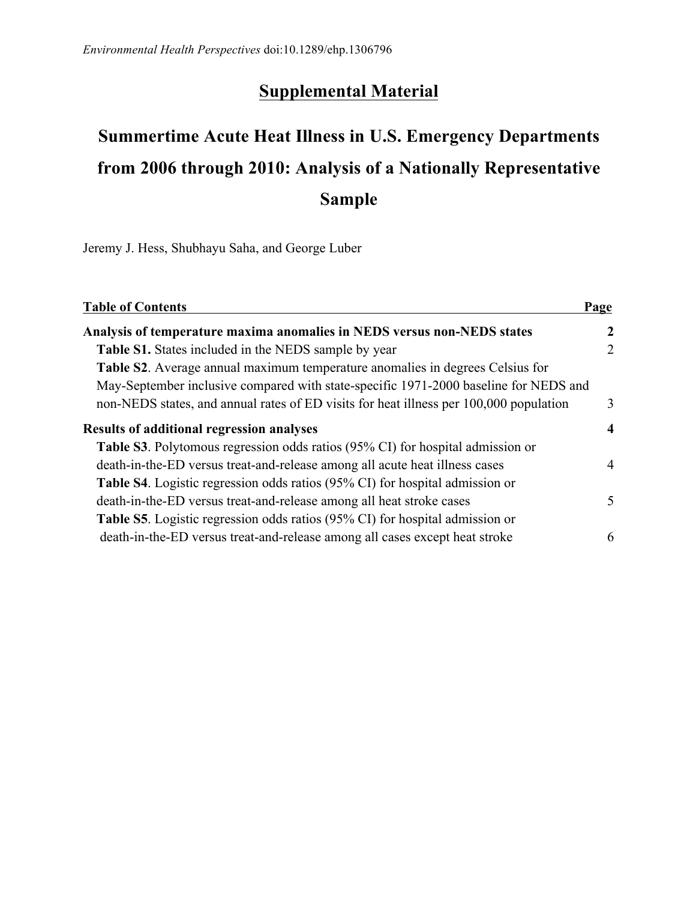*Environmental Health Perspectives* doi:10.1289/ehp.1306796

# Supplemental Material

## Summertime Acute Heat Illness in U.S. Emergency Departments from 2006 through 2010: Analysis of a Nationally Representative Sample

Jeremy J. Hess, Shubhayu Saha, and George Luber

| **Table of Contents** | **Page** |
|---|---|
| **Analysis of temperature maxima anomalies in NEDS versus non-NEDS states** | **2** |
| **Table S1.** States included in the NEDS sample by year | 2 |
| **Table S2**. Average annual maximum temperature anomalies in degrees Celsius for May-September inclusive compared with state-specific 1971-2000 baseline for NEDS and non-NEDS states, and annual rates of ED visits for heat illness per 100,000 population | 3 |
| **Results of additional regression analyses** | **4** |
| **Table S3**. Polytomous regression odds ratios (95% CI) for hospital admission or death-in-the-ED versus treat-and-release among all acute heat illness cases | 4 |
| **Table S4**. Logistic regression odds ratios (95% CI) for hospital admission or death-in-the-ED versus treat-and-release among all heat stroke cases | 5 |
| **Table S5**. Logistic regression odds ratios (95% CI) for hospital admission or death-in-the-ED versus treat-and-release among all cases except heat stroke | 6 |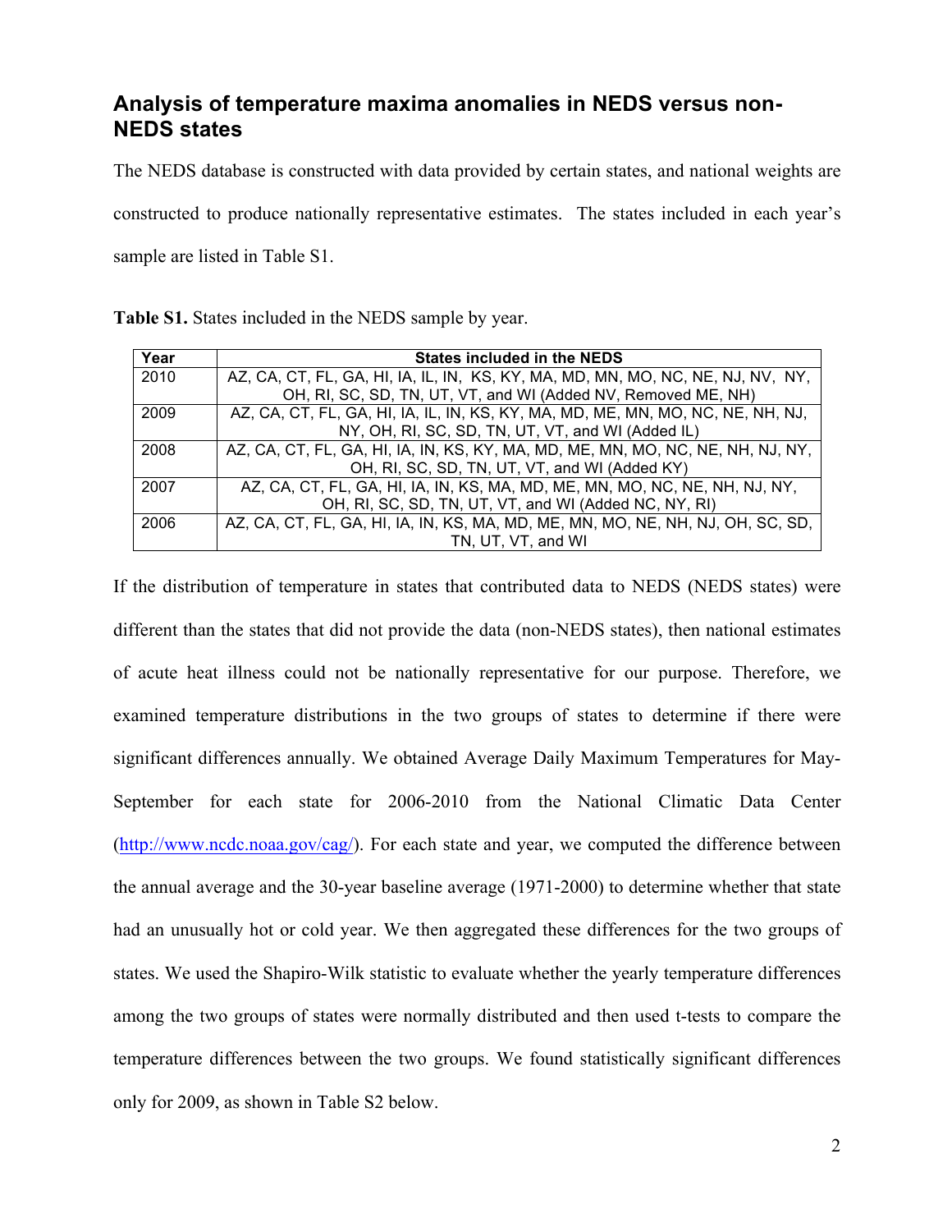## Analysis of temperature maxima anomalies in NEDS versus non-NEDS states

The NEDS database is constructed with data provided by certain states, and national weights are constructed to produce nationally representative estimates. The states included in each year's sample are listed in Table S1.

**Table S1.** States included in the NEDS sample by year.

| Year | States included in the NEDS |
|---|---|
| 2010 | AZ, CA, CT, FL, GA, HI, IA, IL, IN, KS, KY, MA, MD, MN, MO, NC, NE, NJ, NV, NY, OH, RI, SC, SD, TN, UT, VT, and WI (Added NV, Removed ME, NH) |
| 2009 | AZ, CA, CT, FL, GA, HI, IA, IL, IN, KS, KY, MA, MD, ME, MN, MO, NC, NE, NH, NJ, NY, OH, RI, SC, SD, TN, UT, VT, and WI (Added IL) |
| 2008 | AZ, CA, CT, FL, GA, HI, IA, IN, KS, KY, MA, MD, ME, MN, MO, NC, NE, NH, NJ, NY, OH, RI, SC, SD, TN, UT, VT, and WI (Added KY) |
| 2007 | AZ, CA, CT, FL, GA, HI, IA, IN, KS, MA, MD, ME, MN, MO, NC, NE, NH, NJ, NY, OH, RI, SC, SD, TN, UT, VT, and WI (Added NC, NY, RI) |
| 2006 | AZ, CA, CT, FL, GA, HI, IA, IN, KS, MA, MD, ME, MN, MO, NE, NH, NJ, OH, SC, SD, TN, UT, VT, and WI |

If the distribution of temperature in states that contributed data to NEDS (NEDS states) were different than the states that did not provide the data (non-NEDS states), then national estimates of acute heat illness could not be nationally representative for our purpose. Therefore, we examined temperature distributions in the two groups of states to determine if there were significant differences annually. We obtained Average Daily Maximum Temperatures for May-September for each state for 2006-2010 from the National Climatic Data Center (http://www.ncdc.noaa.gov/cag/). For each state and year, we computed the difference between the annual average and the 30-year baseline average (1971-2000) to determine whether that state had an unusually hot or cold year. We then aggregated these differences for the two groups of states. We used the Shapiro-Wilk statistic to evaluate whether the yearly temperature differences among the two groups of states were normally distributed and then used t-tests to compare the temperature differences between the two groups. We found statistically significant differences only for 2009, as shown in Table S2 below.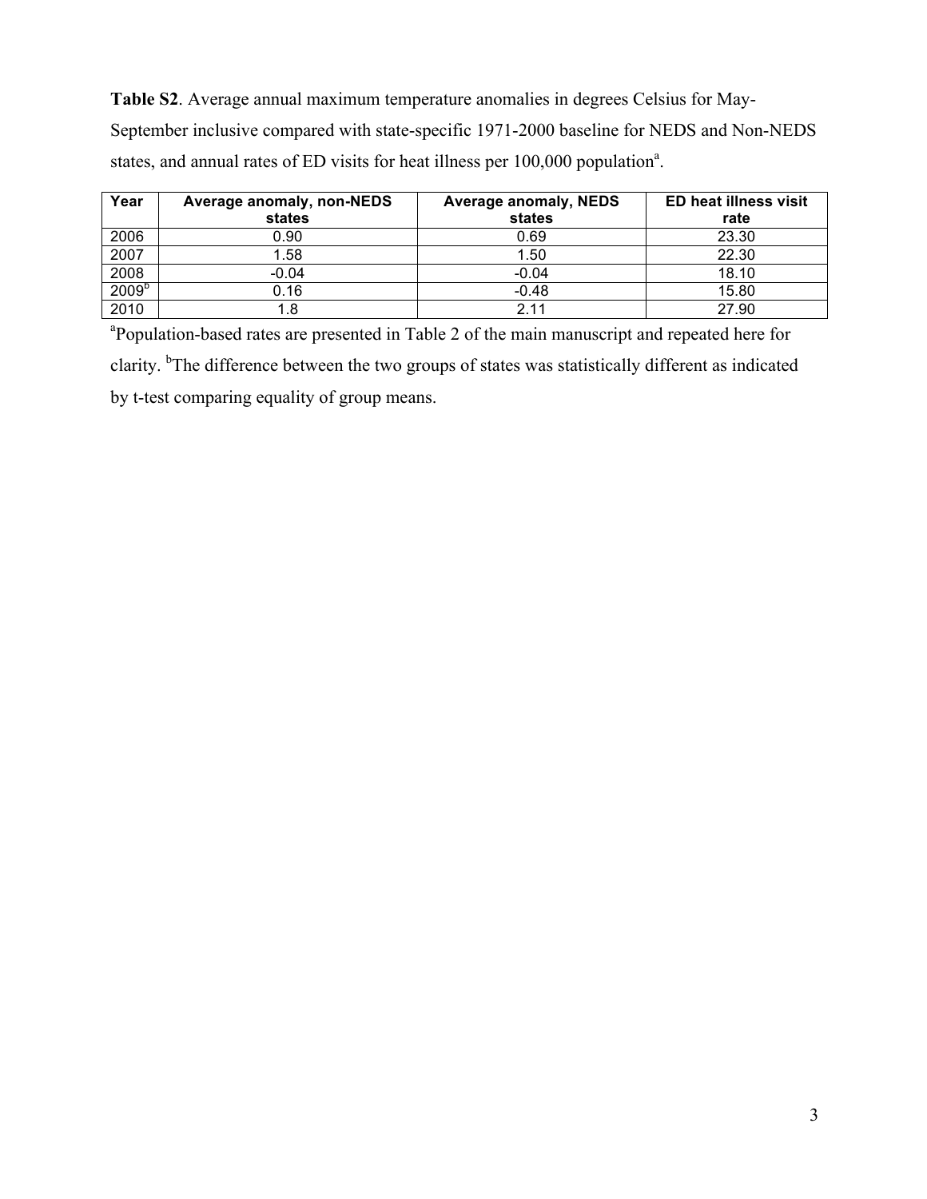**Table S2**. Average annual maximum temperature anomalies in degrees Celsius for May-September inclusive compared with state-specific 1971-2000 baseline for NEDS and Non-NEDS states, and annual rates of ED visits for heat illness per 100,000 population[a].

| Year | Average anomaly, non-NEDS states | Average anomaly, NEDS states | ED heat illness visit rate |
|---|---|---|---|
| 2006 | 0.90 | 0.69 | 23.30 |
| 2007 | 1.58 | 1.50 | 22.30 |
| 2008 | -0.04 | -0.04 | 18.10 |
| 2009[b] | 0.16 | -0.48 | 15.80 |
| 2010 | 1.8 | 2.11 | 27.90 |

[a]Population-based rates are presented in Table 2 of the main manuscript and repeated here for clarity. [b]The difference between the two groups of states was statistically different as indicated by t-test comparing equality of group means.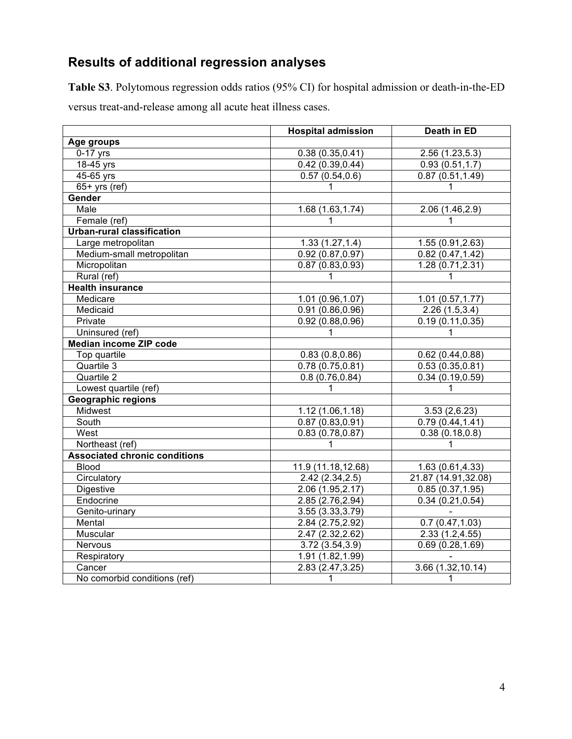## Results of additional regression analyses

**Table S3**. Polytomous regression odds ratios (95% CI) for hospital admission or death-in-the-ED versus treat-and-release among all acute heat illness cases.

| | Hospital admission | Death in ED |
|---|---|---|
| **Age groups** | | |
| 0-17 yrs | 0.38 (0.35,0.41) | 2.56 (1.23,5.3) |
| 18-45 yrs | 0.42 (0.39,0.44) | 0.93 (0.51,1.7) |
| 45-65 yrs | 0.57 (0.54,0.6) | 0.87 (0.51,1.49) |
| 65+ yrs (ref) | 1 | 1 |
| **Gender** | | |
| Male | 1.68 (1.63,1.74) | 2.06 (1.46,2.9) |
| Female (ref) | 1 | 1 |
| **Urban-rural classification** | | |
| Large metropolitan | 1.33 (1.27,1.4) | 1.55 (0.91,2.63) |
| Medium-small metropolitan | 0.92 (0.87,0.97) | 0.82 (0.47,1.42) |
| Micropolitan | 0.87 (0.83,0.93) | 1.28 (0.71,2.31) |
| Rural (ref) | 1 | 1 |
| **Health insurance** | | |
| Medicare | 1.01 (0.96,1.07) | 1.01 (0.57,1.77) |
| Medicaid | 0.91 (0.86,0.96) | 2.26 (1.5,3.4) |
| Private | 0.92 (0.88,0.96) | 0.19 (0.11,0.35) |
| Uninsured (ref) | 1 | 1 |
| **Median income ZIP code** | | |
| Top quartile | 0.83 (0.8,0.86) | 0.62 (0.44,0.88) |
| Quartile 3 | 0.78 (0.75,0.81) | 0.53 (0.35,0.81) |
| Quartile 2 | 0.8 (0.76,0.84) | 0.34 (0.19,0.59) |
| Lowest quartile (ref) | 1 | 1 |
| **Geographic regions** | | |
| Midwest | 1.12 (1.06,1.18) | 3.53 (2,6.23) |
| South | 0.87 (0.83,0.91) | 0.79 (0.44,1.41) |
| West | 0.83 (0.78,0.87) | 0.38 (0.18,0.8) |
| Northeast (ref) | 1 | 1 |
| **Associated chronic conditions** | | |
| Blood | 11.9 (11.18,12.68) | 1.63 (0.61,4.33) |
| Circulatory | 2.42 (2.34,2.5) | 21.87 (14.91,32.08) |
| Digestive | 2.06 (1.95,2.17) | 0.85 (0.37,1.95) |
| Endocrine | 2.85 (2.76,2.94) | 0.34 (0.21,0.54) |
| Genito-urinary | 3.55 (3.33,3.79) | - |
| Mental | 2.84 (2.75,2.92) | 0.7 (0.47,1.03) |
| Muscular | 2.47 (2.32,2.62) | 2.33 (1.2,4.55) |
| Nervous | 3.72 (3.54,3.9) | 0.69 (0.28,1.69) |
| Respiratory | 1.91 (1.82,1.99) | - |
| Cancer | 2.83 (2.47,3.25) | 3.66 (1.32,10.14) |
| No comorbid conditions (ref) | 1 | 1 |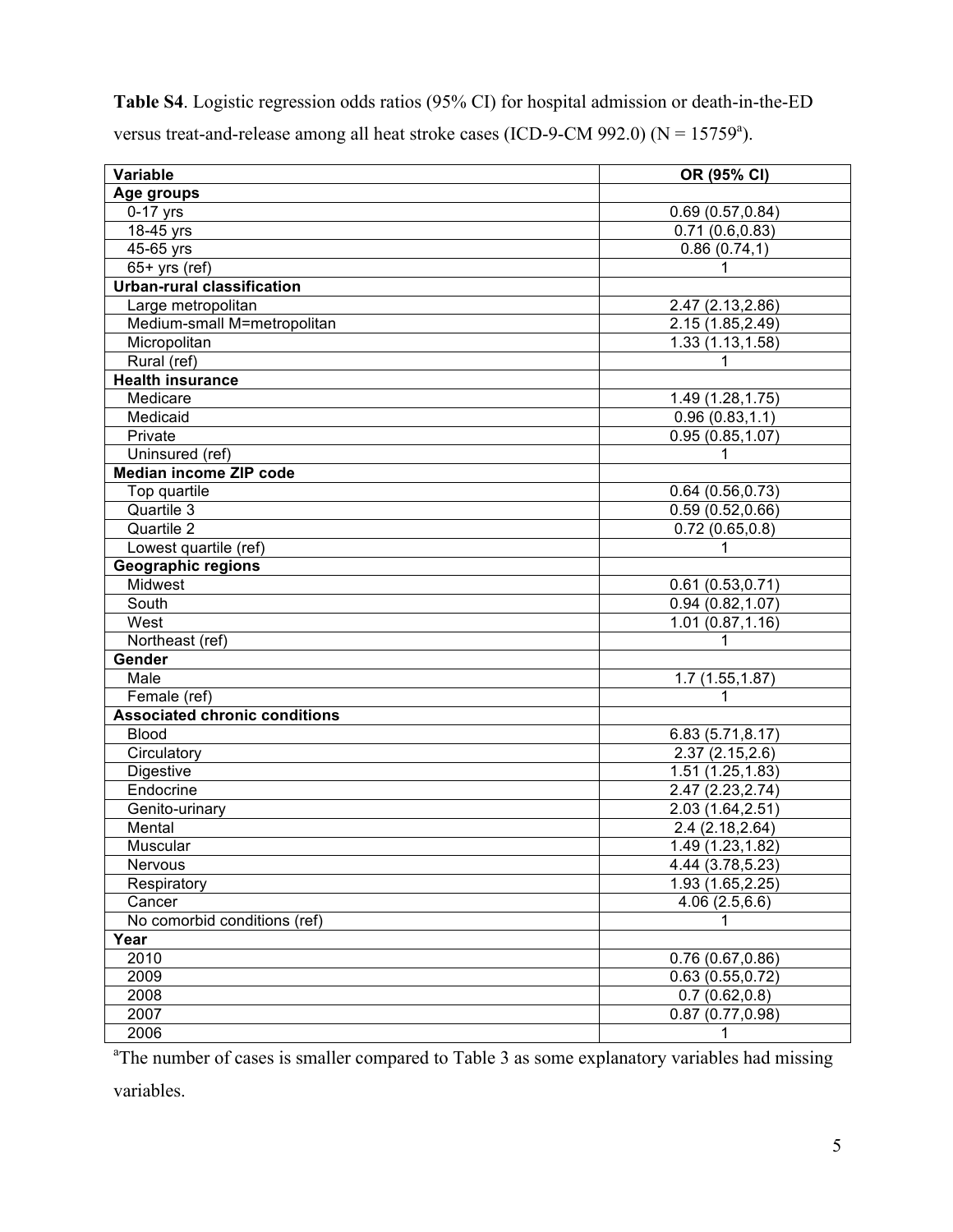**Table S4**. Logistic regression odds ratios (95% CI) for hospital admission or death-in-the-ED versus treat-and-release among all heat stroke cases (ICD-9-CM 992.0) (N = 15759[a]).

| Variable | OR (95% CI) |
|---|---|
| **Age groups** | |
| 0-17 yrs | 0.69 (0.57,0.84) |
| 18-45 yrs | 0.71 (0.6,0.83) |
| 45-65 yrs | 0.86 (0.74,1) |
| 65+ yrs (ref) | 1 |
| **Urban-rural classification** | |
| Large metropolitan | 2.47 (2.13,2.86) |
| Medium-small M=metropolitan | 2.15 (1.85,2.49) |
| Micropolitan | 1.33 (1.13,1.58) |
| Rural (ref) | 1 |
| **Health insurance** | |
| Medicare | 1.49 (1.28,1.75) |
| Medicaid | 0.96 (0.83,1.1) |
| Private | 0.95 (0.85,1.07) |
| Uninsured (ref) | 1 |
| **Median income ZIP code** | |
| Top quartile | 0.64 (0.56,0.73) |
| Quartile 3 | 0.59 (0.52,0.66) |
| Quartile 2 | 0.72 (0.65,0.8) |
| Lowest quartile (ref) | 1 |
| **Geographic regions** | |
| Midwest | 0.61 (0.53,0.71) |
| South | 0.94 (0.82,1.07) |
| West | 1.01 (0.87,1.16) |
| Northeast (ref) | 1 |
| **Gender** | |
| Male | 1.7 (1.55,1.87) |
| Female (ref) | 1 |
| **Associated chronic conditions** | |
| Blood | 6.83 (5.71,8.17) |
| Circulatory | 2.37 (2.15,2.6) |
| Digestive | 1.51 (1.25,1.83) |
| Endocrine | 2.47 (2.23,2.74) |
| Genito-urinary | 2.03 (1.64,2.51) |
| Mental | 2.4 (2.18,2.64) |
| Muscular | 1.49 (1.23,1.82) |
| Nervous | 4.44 (3.78,5.23) |
| Respiratory | 1.93 (1.65,2.25) |
| Cancer | 4.06 (2.5,6.6) |
| No comorbid conditions (ref) | 1 |
| **Year** | |
| 2010 | 0.76 (0.67,0.86) |
| 2009 | 0.63 (0.55,0.72) |
| 2008 | 0.7 (0.62,0.8) |
| 2007 | 0.87 (0.77,0.98) |
| 2006 | 1 |

[a]The number of cases is smaller compared to Table 3 as some explanatory variables had missing variables.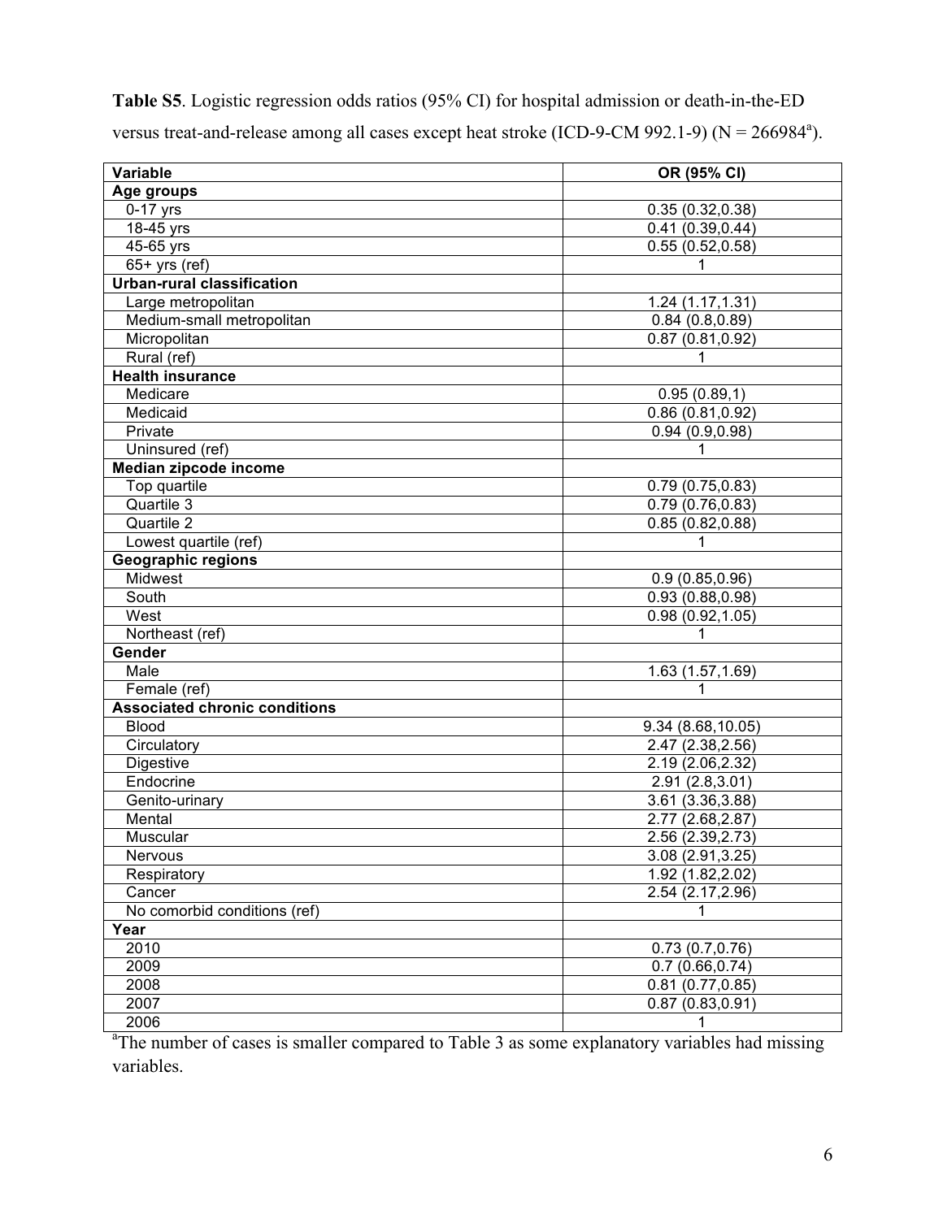**Table S5**. Logistic regression odds ratios (95% CI) for hospital admission or death-in-the-ED versus treat-and-release among all cases except heat stroke (ICD-9-CM 992.1-9) (N = 266984[a]).

| Variable | OR (95% CI) |
|---|---|
| **Age groups** | |
| 0-17 yrs | 0.35 (0.32,0.38) |
| 18-45 yrs | 0.41 (0.39,0.44) |
| 45-65 yrs | 0.55 (0.52,0.58) |
| 65+ yrs (ref) | 1 |
| **Urban-rural classification** | |
| Large metropolitan | 1.24 (1.17,1.31) |
| Medium-small metropolitan | 0.84 (0.8,0.89) |
| Micropolitan | 0.87 (0.81,0.92) |
| Rural (ref) | 1 |
| **Health insurance** | |
| Medicare | 0.95 (0.89,1) |
| Medicaid | 0.86 (0.81,0.92) |
| Private | 0.94 (0.9,0.98) |
| Uninsured (ref) | 1 |
| **Median zipcode income** | |
| Top quartile | 0.79 (0.75,0.83) |
| Quartile 3 | 0.79 (0.76,0.83) |
| Quartile 2 | 0.85 (0.82,0.88) |
| Lowest quartile (ref) | 1 |
| **Geographic regions** | |
| Midwest | 0.9 (0.85,0.96) |
| South | 0.93 (0.88,0.98) |
| West | 0.98 (0.92,1.05) |
| Northeast (ref) | 1 |
| **Gender** | |
| Male | 1.63 (1.57,1.69) |
| Female (ref) | 1 |
| **Associated chronic conditions** | |
| Blood | 9.34 (8.68,10.05) |
| Circulatory | 2.47 (2.38,2.56) |
| Digestive | 2.19 (2.06,2.32) |
| Endocrine | 2.91 (2.8,3.01) |
| Genito-urinary | 3.61 (3.36,3.88) |
| Mental | 2.77 (2.68,2.87) |
| Muscular | 2.56 (2.39,2.73) |
| Nervous | 3.08 (2.91,3.25) |
| Respiratory | 1.92 (1.82,2.02) |
| Cancer | 2.54 (2.17,2.96) |
| No comorbid conditions (ref) | 1 |
| **Year** | |
| 2010 | 0.73 (0.7,0.76) |
| 2009 | 0.7 (0.66,0.74) |
| 2008 | 0.81 (0.77,0.85) |
| 2007 | 0.87 (0.83,0.91) |
| 2006 | 1 |

[a]The number of cases is smaller compared to Table 3 as some explanatory variables had missing variables.